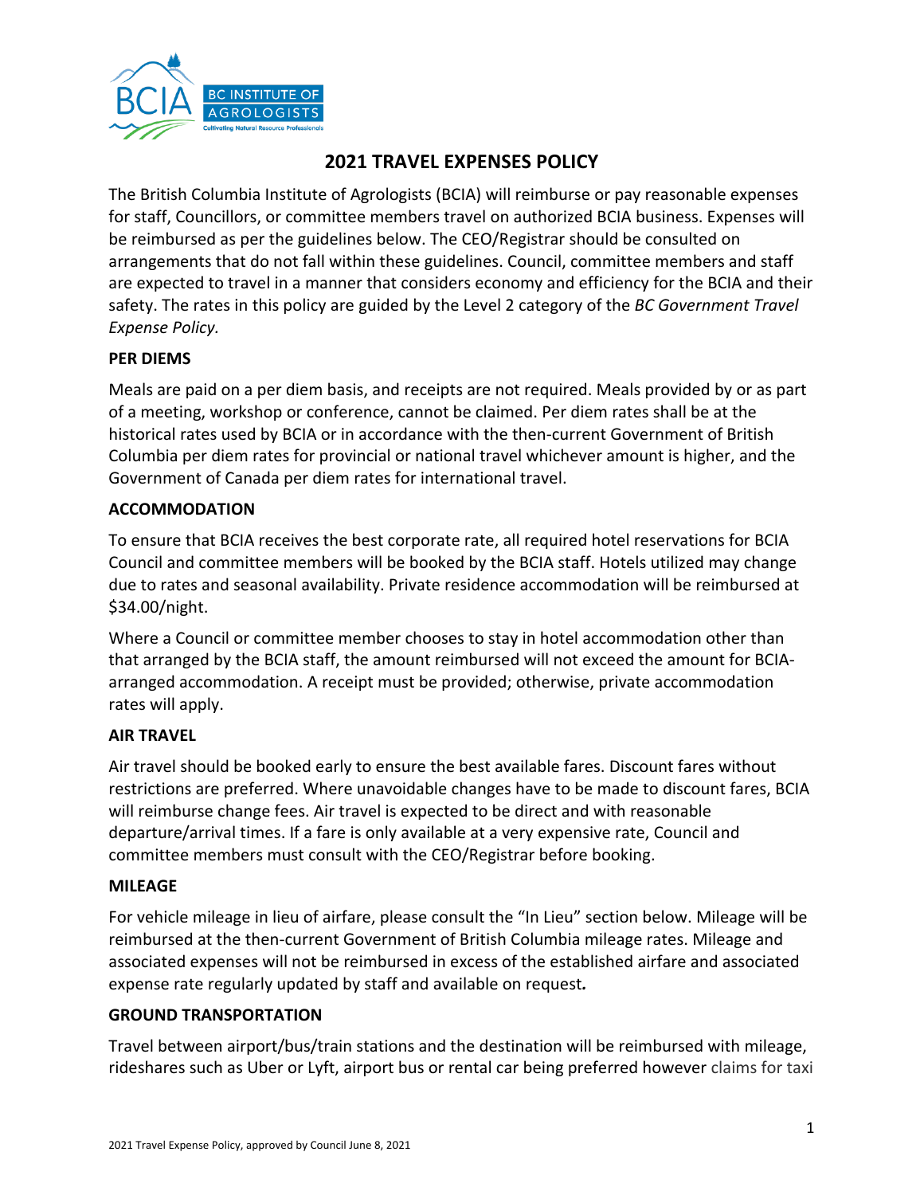# 2021 TRAVEL EXPENSES POLICY

The British Columbia Institute of Agrologists (BCIA) will reimburse or pay reasonable expenses for staff, Councillors, or committee members travel on authorized BCIA business. Expenses will be reimbursed as per the guidelines below. The CEO/Registrar should be consulted on arrangements that do not fall within these guidelines. Council, committee members and staff are expected to travel in a manner that considers economy and efficiency for the BCIA and their safety. The rates in this policy are guided by the Level 2 category of the *BC Government Travel Expense Policy.*

## PER DIEMS

Meals are paid on a per diem basis, and receipts are not required. Meals provided by or as part of a meeting, workshop or conference, cannot be claimed. Per diem rates shall be at the historical rates used by BCIA or in accordance with the then-current Government of British Columbia per diem rates for provincial or national travel whichever amount is higher, and the Government of Canada per diem rates for international travel.

## ACCOMMODATION

To ensure that BCIA receives the best corporate rate, all required hotel reservations for BCIA Council and committee members will be booked by the BCIA staff. Hotels utilized may change due to rates and seasonal availability. Private residence accommodation will be reimbursed at $34.00/night.

Where a Council or committee member chooses to stay in hotel accommodation other than that arranged by the BCIA staff, the amount reimbursed will not exceed the amount for BCIA-arranged accommodation. A receipt must be provided; otherwise, private accommodation rates will apply.

## AIR TRAVEL

Air travel should be booked early to ensure the best available fares. Discount fares without restrictions are preferred. Where unavoidable changes have to be made to discount fares, BCIA will reimburse change fees. Air travel is expected to be direct and with reasonable departure/arrival times. If a fare is only available at a very expensive rate, Council and committee members must consult with the CEO/Registrar before booking.

## MILEAGE

For vehicle mileage in lieu of airfare, please consult the "In Lieu" section below. Mileage will be reimbursed at the then-current Government of British Columbia mileage rates. Mileage and associated expenses will not be reimbursed in excess of the established airfare and associated expense rate regularly updated by staff and available on request**.**

## GROUND TRANSPORTATION

Travel between airport/bus/train stations and the destination will be reimbursed with mileage, rideshares such as Uber or Lyft, airport bus or rental car being preferred however claims for taxi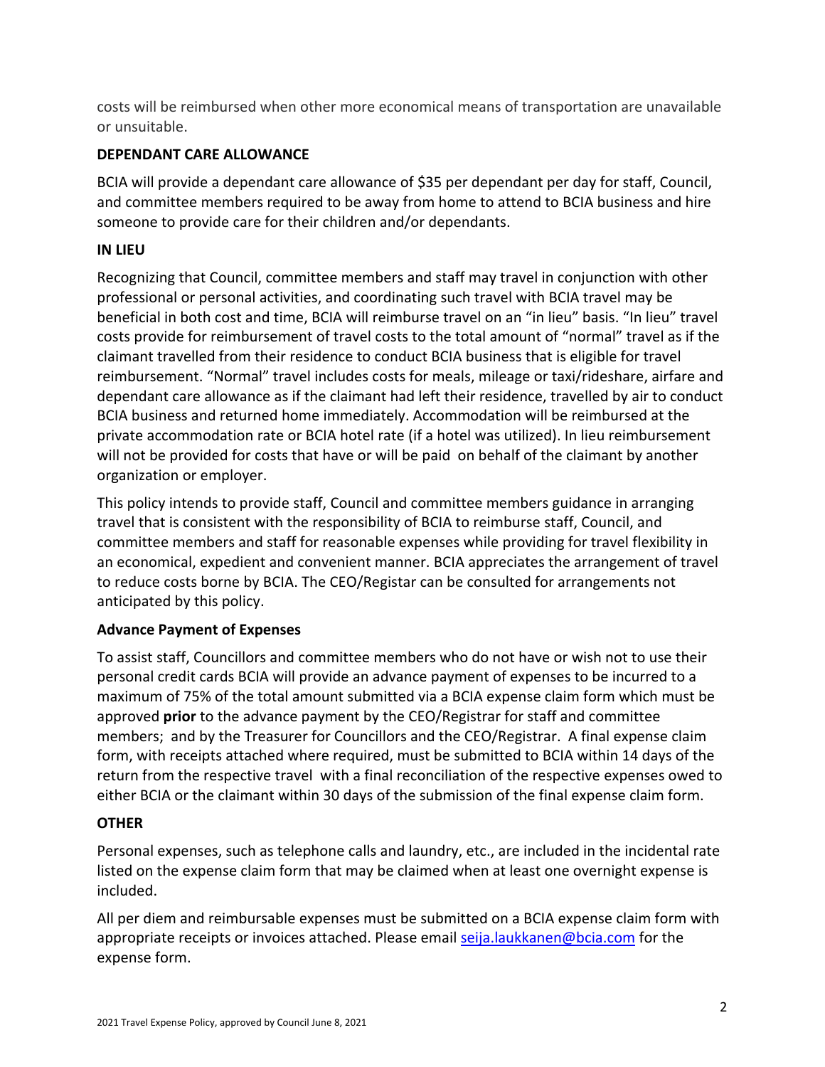costs will be reimbursed when other more economical means of transportation are unavailable or unsuitable.

**DEPENDANT CARE ALLOWANCE**

BCIA will provide a dependant care allowance of $35 per dependant per day for staff, Council, and committee members required to be away from home to attend to BCIA business and hire someone to provide care for their children and/or dependants.

**IN LIEU**

Recognizing that Council, committee members and staff may travel in conjunction with other professional or personal activities, and coordinating such travel with BCIA travel may be beneficial in both cost and time, BCIA will reimburse travel on an "in lieu" basis. "In lieu" travel costs provide for reimbursement of travel costs to the total amount of "normal" travel as if the claimant travelled from their residence to conduct BCIA business that is eligible for travel reimbursement. "Normal" travel includes costs for meals, mileage or taxi/rideshare, airfare and dependant care allowance as if the claimant had left their residence, travelled by air to conduct BCIA business and returned home immediately. Accommodation will be reimbursed at the private accommodation rate or BCIA hotel rate (if a hotel was utilized). In lieu reimbursement will not be provided for costs that have or will be paid on behalf of the claimant by another organization or employer.

This policy intends to provide staff, Council and committee members guidance in arranging travel that is consistent with the responsibility of BCIA to reimburse staff, Council, and committee members and staff for reasonable expenses while providing for travel flexibility in an economical, expedient and convenient manner. BCIA appreciates the arrangement of travel to reduce costs borne by BCIA. The CEO/Registar can be consulted for arrangements not anticipated by this policy.

**Advance Payment of Expenses**

To assist staff, Councillors and committee members who do not have or wish not to use their personal credit cards BCIA will provide an advance payment of expenses to be incurred to a maximum of 75% of the total amount submitted via a BCIA expense claim form which must be approved **prior** to the advance payment by the CEO/Registrar for staff and committee members; and by the Treasurer for Councillors and the CEO/Registrar. A final expense claim form, with receipts attached where required, must be submitted to BCIA within 14 days of the return from the respective travel with a final reconciliation of the respective expenses owed to either BCIA or the claimant within 30 days of the submission of the final expense claim form.

**OTHER**

Personal expenses, such as telephone calls and laundry, etc., are included in the incidental rate listed on the expense claim form that may be claimed when at least one overnight expense is included.

All per diem and reimbursable expenses must be submitted on a BCIA expense claim form with appropriate receipts or invoices attached. Please email [seija.laukkanen@bcia.com](mailto:seija.laukkanen@bcia.com) for the expense form.

2021 Travel Expense Policy, approved by Council June 8, 2021